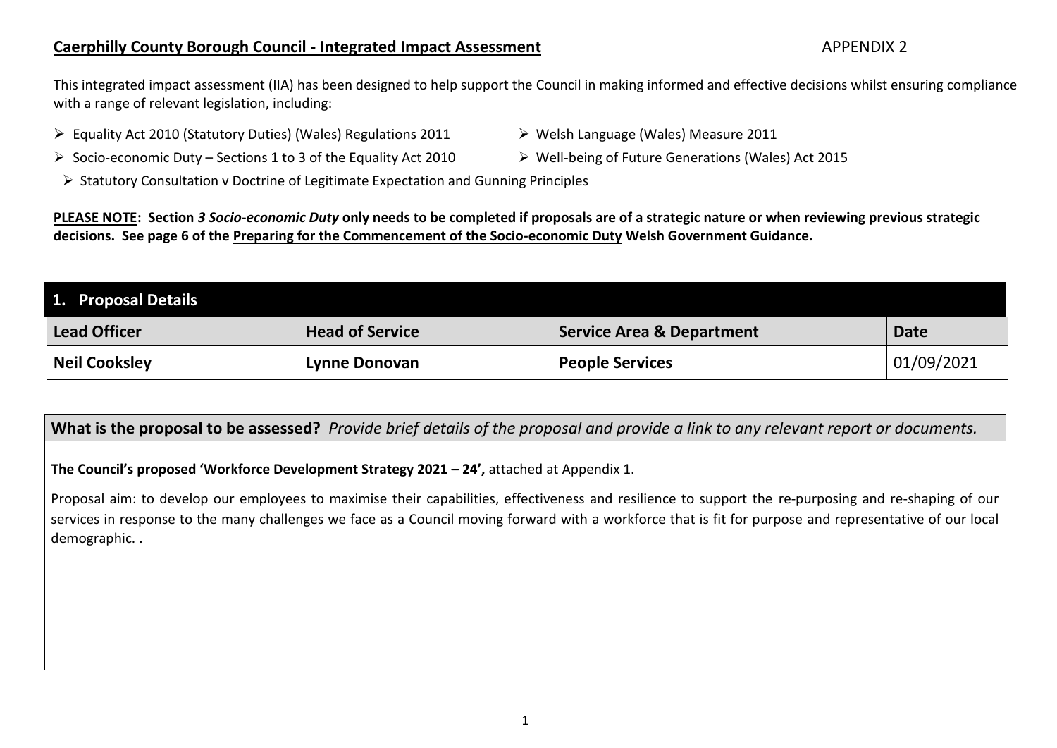**Caerphilly County Borough Council - Integrated Impact Assessment** APPENDIX 2

This integrated impact assessment (IIA) has been designed to help support the Council in making informed and effective decisions whilst ensuring compliance with a range of relevant legislation, including:

- Equality Act 2010 (Statutory Duties) (Wales) Regulations 2011
- Welsh Language (Wales) Measure 2011
- Socio-economic Duty – Sections 1 to 3 of the Equality Act 2010
- Well-being of Future Generations (Wales) Act 2015
- Statutory Consultation v Doctrine of Legitimate Expectation and Gunning Principles

**PLEASE NOTE: Section *3 Socio-economic Duty* only needs to be completed if proposals are of a strategic nature or when reviewing previous strategic decisions. See page 6 of the Preparing for the Commencement of the Socio-economic Duty Welsh Government Guidance.**

## 1. Proposal Details

| Lead Officer | Head of Service | Service Area & Department | Date |
|---|---|---|---|
| **Neil Cooksley** | **Lynne Donovan** | **People Services** | 01/09/2021 |

**What is the proposal to be assessed?** *Provide brief details of the proposal and provide a link to any relevant report or documents.*

**The Council's proposed 'Workforce Development Strategy 2021 – 24',** attached at Appendix 1.

Proposal aim: to develop our employees to maximise their capabilities, effectiveness and resilience to support the re-purposing and re-shaping of our services in response to the many challenges we face as a Council moving forward with a workforce that is fit for purpose and representative of our local demographic. .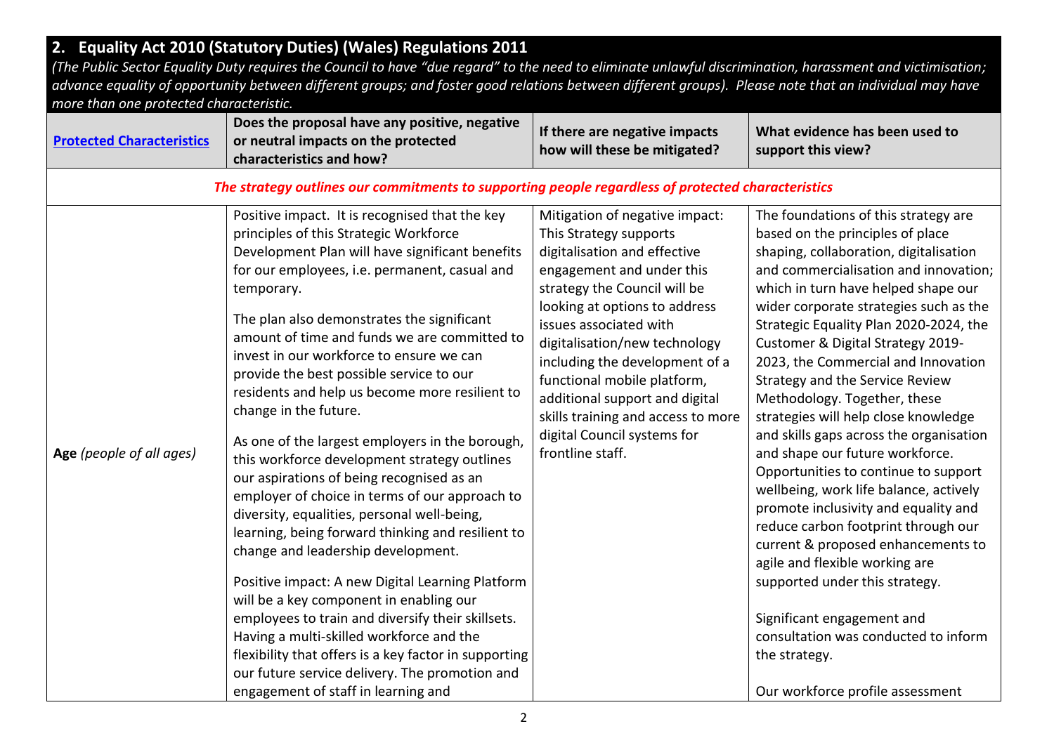## 2. Equality Act 2010 (Statutory Duties) (Wales) Regulations 2011

*(The Public Sector Equality Duty requires the Council to have "due regard" to the need to eliminate unlawful discrimination, harassment and victimisation; advance equality of opportunity between different groups; and foster good relations between different groups). Please note that an individual may have more than one protected characteristic.*

| Protected Characteristics | Does the proposal have any positive, negative or neutral impacts on the protected characteristics and how? | If there are negative impacts how will these be mitigated? | What evidence has been used to support this view? |
|---|---|---|---|
| *The strategy outlines our commitments to supporting people regardless of protected characteristics* | | | |
| **Age** *(people of all ages)* | Positive impact. It is recognised that the key principles of this Strategic Workforce Development Plan will have significant benefits for our employees, i.e. permanent, casual and temporary.<br><br>The plan also demonstrates the significant amount of time and funds we are committed to invest in our workforce to ensure we can provide the best possible service to our residents and help us become more resilient to change in the future.<br><br>As one of the largest employers in the borough, this workforce development strategy outlines our aspirations of being recognised as an employer of choice in terms of our approach to diversity, equalities, personal well-being, learning, being forward thinking and resilient to change and leadership development.<br><br>Positive impact: A new Digital Learning Platform will be a key component in enabling our employees to train and diversify their skillsets. Having a multi-skilled workforce and the flexibility that offers is a key factor in supporting our future service delivery. The promotion and engagement of staff in learning and | Mitigation of negative impact: This Strategy supports digitalisation and effective engagement and under this strategy the Council will be looking at options to address issues associated with digitalisation/new technology including the development of a functional mobile platform, additional support and digital skills training and access to more digital Council systems for frontline staff. | The foundations of this strategy are based on the principles of place shaping, collaboration, digitalisation and commercialisation and innovation; which in turn have helped shape our wider corporate strategies such as the Strategic Equality Plan 2020-2024, the Customer & Digital Strategy 2019-2023, the Commercial and Innovation Strategy and the Service Review Methodology. Together, these strategies will help close knowledge and skills gaps across the organisation and shape our future workforce. Opportunities to continue to support wellbeing, work life balance, actively promote inclusivity and equality and reduce carbon footprint through our current & proposed enhancements to agile and flexible working are supported under this strategy.<br><br>Significant engagement and consultation was conducted to inform the strategy.<br><br>Our workforce profile assessment |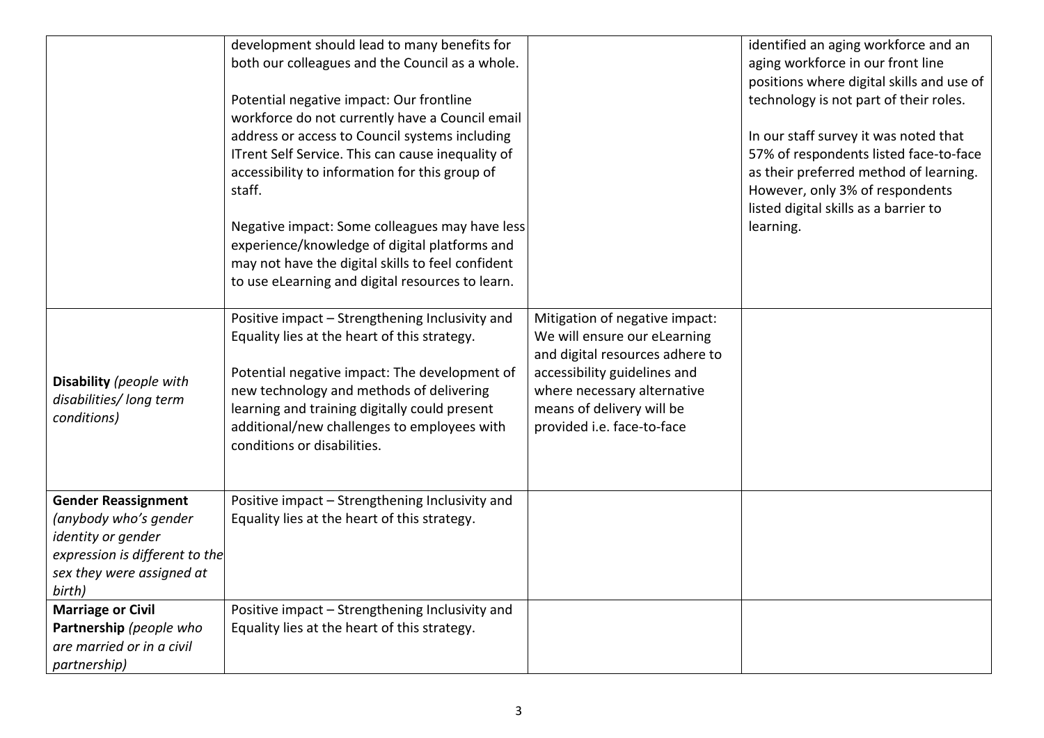| | | | |
|---|---|---|---|
| | development should lead to many benefits for both our colleagues and the Council as a whole.<br><br>Potential negative impact: Our frontline workforce do not currently have a Council email address or access to Council systems including ITrent Self Service. This can cause inequality of accessibility to information for this group of staff.<br><br>Negative impact: Some colleagues may have less experience/knowledge of digital platforms and may not have the digital skills to feel confident to use eLearning and digital resources to learn. | | identified an aging workforce and an aging workforce in our front line positions where digital skills and use of technology is not part of their roles.<br><br>In our staff survey it was noted that 57% of respondents listed face-to-face as their preferred method of learning. However, only 3% of respondents listed digital skills as a barrier to learning. |
| **Disability** *(people with disabilities/ long term conditions)* | Positive impact – Strengthening Inclusivity and Equality lies at the heart of this strategy.<br><br>Potential negative impact: The development of new technology and methods of delivering learning and training digitally could present additional/new challenges to employees with conditions or disabilities. | Mitigation of negative impact: We will ensure our eLearning and digital resources adhere to accessibility guidelines and where necessary alternative means of delivery will be provided i.e. face-to-face | |
| **Gender Reassignment** *(anybody who's gender identity or gender expression is different to the sex they were assigned at birth)* | Positive impact – Strengthening Inclusivity and Equality lies at the heart of this strategy. | | |
| **Marriage or Civil Partnership** *(people who are married or in a civil partnership)* | Positive impact – Strengthening Inclusivity and Equality lies at the heart of this strategy. | | |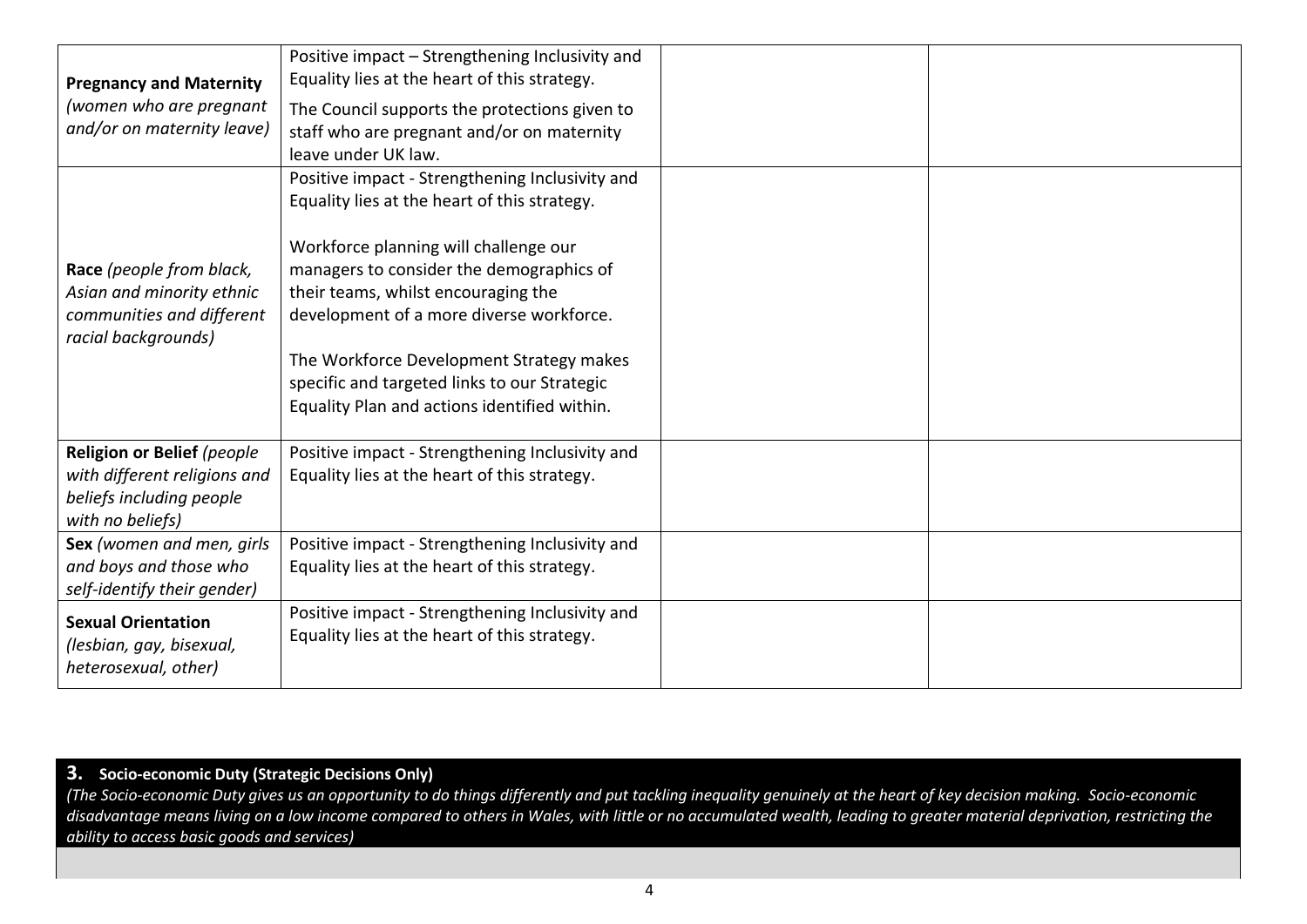| | | | |
|---|---|---|---|
| **Pregnancy and Maternity** *(women who are pregnant and/or on maternity leave)* | Positive impact – Strengthening Inclusivity and Equality lies at the heart of this strategy.<br><br>The Council supports the protections given to staff who are pregnant and/or on maternity leave under UK law. | | |
| **Race** *(people from black, Asian and minority ethnic communities and different racial backgrounds)* | Positive impact - Strengthening Inclusivity and Equality lies at the heart of this strategy.<br><br>Workforce planning will challenge our managers to consider the demographics of their teams, whilst encouraging the development of a more diverse workforce.<br><br>The Workforce Development Strategy makes specific and targeted links to our Strategic Equality Plan and actions identified within. | | |
| **Religion or Belief** *(people with different religions and beliefs including people with no beliefs)* | Positive impact - Strengthening Inclusivity and Equality lies at the heart of this strategy. | | |
| **Sex** *(women and men, girls and boys and those who self-identify their gender)* | Positive impact - Strengthening Inclusivity and Equality lies at the heart of this strategy. | | |
| **Sexual Orientation** *(lesbian, gay, bisexual, heterosexual, other)* | Positive impact - Strengthening Inclusivity and Equality lies at the heart of this strategy. | | |

## 3. Socio-economic Duty (Strategic Decisions Only)

*(The Socio-economic Duty gives us an opportunity to do things differently and put tackling inequality genuinely at the heart of key decision making. Socio-economic disadvantage means living on a low income compared to others in Wales, with little or no accumulated wealth, leading to greater material deprivation, restricting the ability to access basic goods and services)*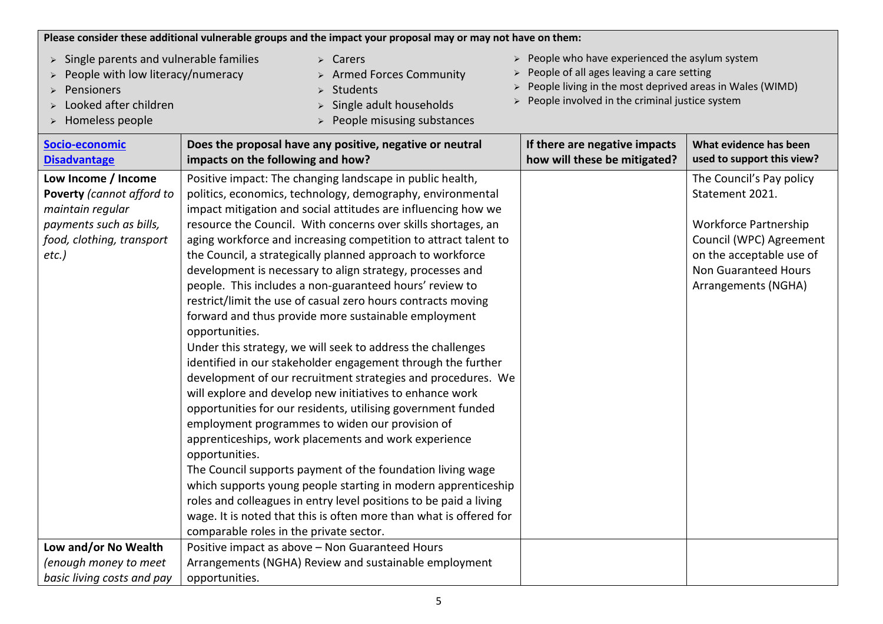**Please consider these additional vulnerable groups and the impact your proposal may or may not have on them:**

- Single parents and vulnerable families
- People with low literacy/numeracy
- Pensioners
- Looked after children
- Homeless people
- Carers
- Armed Forces Community
- Students
- Single adult households
- People misusing substances
- People who have experienced the asylum system
- People of all ages leaving a care setting
- People living in the most deprived areas in Wales (WIMD)
- People involved in the criminal justice system

| Socio-economic Disadvantage | Does the proposal have any positive, negative or neutral impacts on the following and how? | If there are negative impacts how will these be mitigated? | What evidence has been used to support this view? |
|---|---|---|---|
| **Low Income / Income Poverty** *(cannot afford to maintain regular payments such as bills, food, clothing, transport etc.)* | Positive impact: The changing landscape in public health, politics, economics, technology, demography, environmental impact mitigation and social attitudes are influencing how we resource the Council. With concerns over skills shortages, an aging workforce and increasing competition to attract talent to the Council, a strategically planned approach to workforce development is necessary to align strategy, processes and people. This includes a non-guaranteed hours' review to restrict/limit the use of casual zero hours contracts moving forward and thus provide more sustainable employment opportunities.<br>Under this strategy, we will seek to address the challenges identified in our stakeholder engagement through the further development of our recruitment strategies and procedures. We will explore and develop new initiatives to enhance work opportunities for our residents, utilising government funded employment programmes to widen our provision of apprenticeships, work placements and work experience opportunities.<br>The Council supports payment of the foundation living wage which supports young people starting in modern apprenticeship roles and colleagues in entry level positions to be paid a living wage. It is noted that this is often more than what is offered for comparable roles in the private sector. | | The Council's Pay policy Statement 2021.<br><br>Workforce Partnership Council (WPC) Agreement on the acceptable use of Non Guaranteed Hours Arrangements (NGHA) |
| **Low and/or No Wealth** *(enough money to meet basic living costs and pay* | Positive impact as above – Non Guaranteed Hours Arrangements (NGHA) Review and sustainable employment opportunities. | | |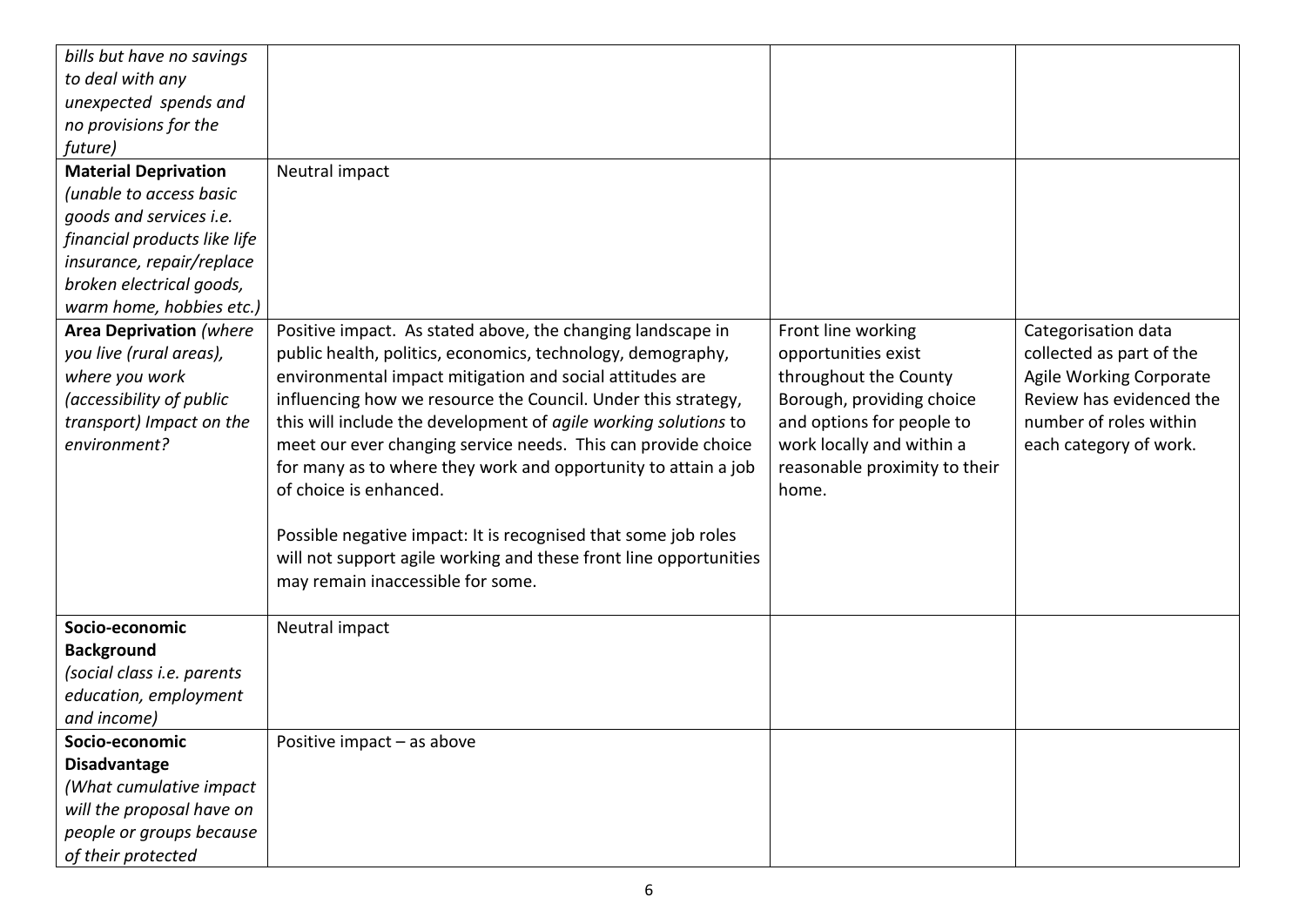| | | | |
|---|---|---|---|
| *bills but have no savings to deal with any unexpected spends and no provisions for the future)* | | | |
| **Material Deprivation** *(unable to access basic goods and services i.e. financial products like life insurance, repair/replace broken electrical goods, warm home, hobbies etc.)* | Neutral impact | | |
| **Area Deprivation** *(where you live (rural areas), where you work (accessibility of public transport) Impact on the environment?* | Positive impact. As stated above, the changing landscape in public health, politics, economics, technology, demography, environmental impact mitigation and social attitudes are influencing how we resource the Council. Under this strategy, this will include the development of *agile working solutions* to meet our ever changing service needs. This can provide choice for many as to where they work and opportunity to attain a job of choice is enhanced.<br><br>Possible negative impact: It is recognised that some job roles will not support agile working and these front line opportunities may remain inaccessible for some. | Front line working opportunities exist throughout the County Borough, providing choice and options for people to work locally and within a reasonable proximity to their home. | Categorisation data collected as part of the Agile Working Corporate Review has evidenced the number of roles within each category of work. |
| **Socio-economic Background** *(social class i.e. parents education, employment and income)* | Neutral impact | | |
| **Socio-economic Disadvantage** *(What cumulative impact will the proposal have on people or groups because of their protected* | Positive impact – as above | | |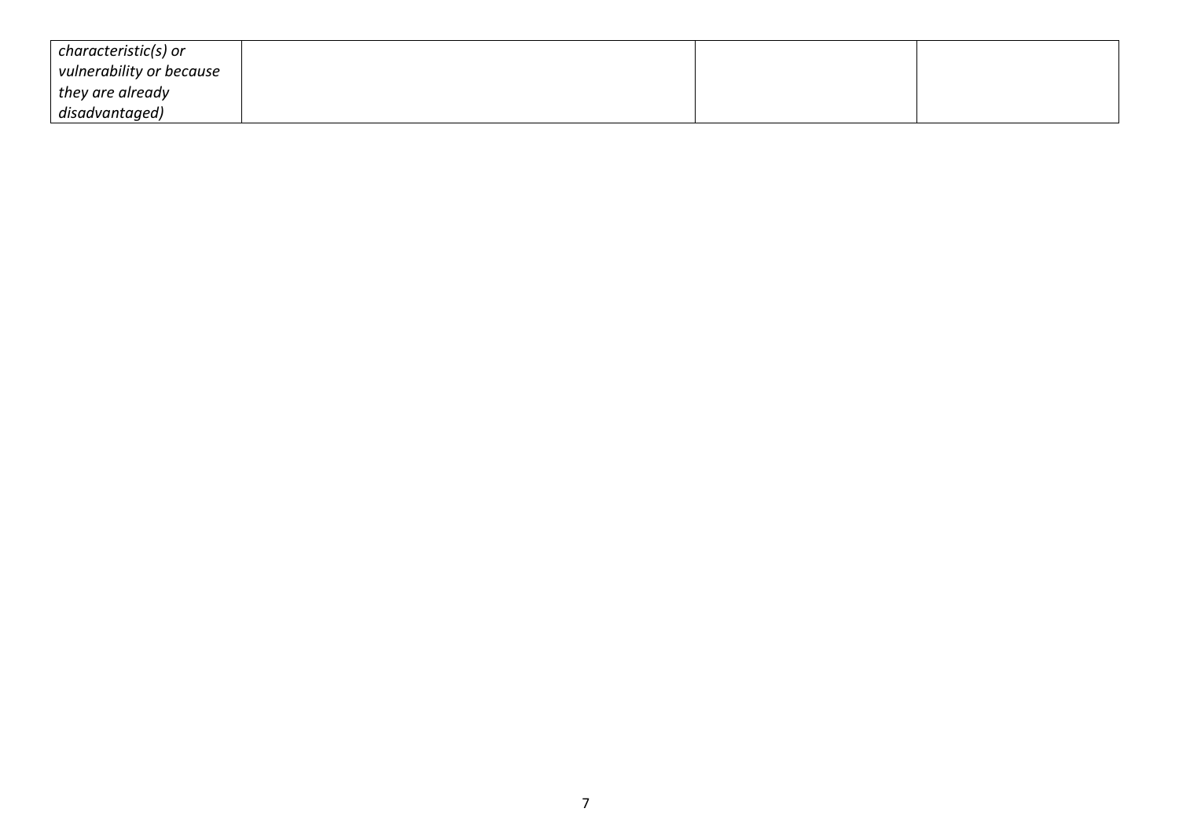| | | | |
|---|---|---|---|
| *characteristic(s) or vulnerability or because they are already disadvantaged)* | | | |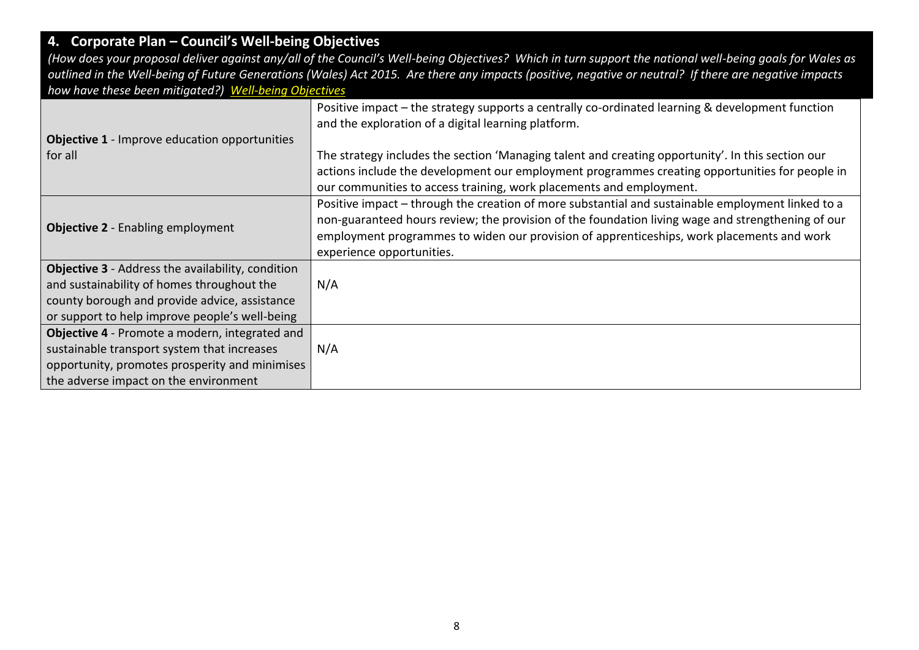## 4. Corporate Plan – Council's Well-being Objectives

*(How does your proposal deliver against any/all of the Council's Well-being Objectives? Which in turn support the national well-being goals for Wales as outlined in the Well-being of Future Generations (Wales) Act 2015. Are there any impacts (positive, negative or neutral? If there are negative impacts how have these been mitigated?) Well-being Objectives*

| | |
|---|---|
| **Objective 1** - Improve education opportunities for all | Positive impact – the strategy supports a centrally co-ordinated learning & development function and the exploration of a digital learning platform.<br><br>The strategy includes the section 'Managing talent and creating opportunity'. In this section our actions include the development our employment programmes creating opportunities for people in our communities to access training, work placements and employment. |
| **Objective 2** - Enabling employment | Positive impact – through the creation of more substantial and sustainable employment linked to a non-guaranteed hours review; the provision of the foundation living wage and strengthening of our employment programmes to widen our provision of apprenticeships, work placements and work experience opportunities. |
| **Objective 3** - Address the availability, condition and sustainability of homes throughout the county borough and provide advice, assistance or support to help improve people's well-being | N/A |
| **Objective 4** - Promote a modern, integrated and sustainable transport system that increases opportunity, promotes prosperity and minimises the adverse impact on the environment | N/A |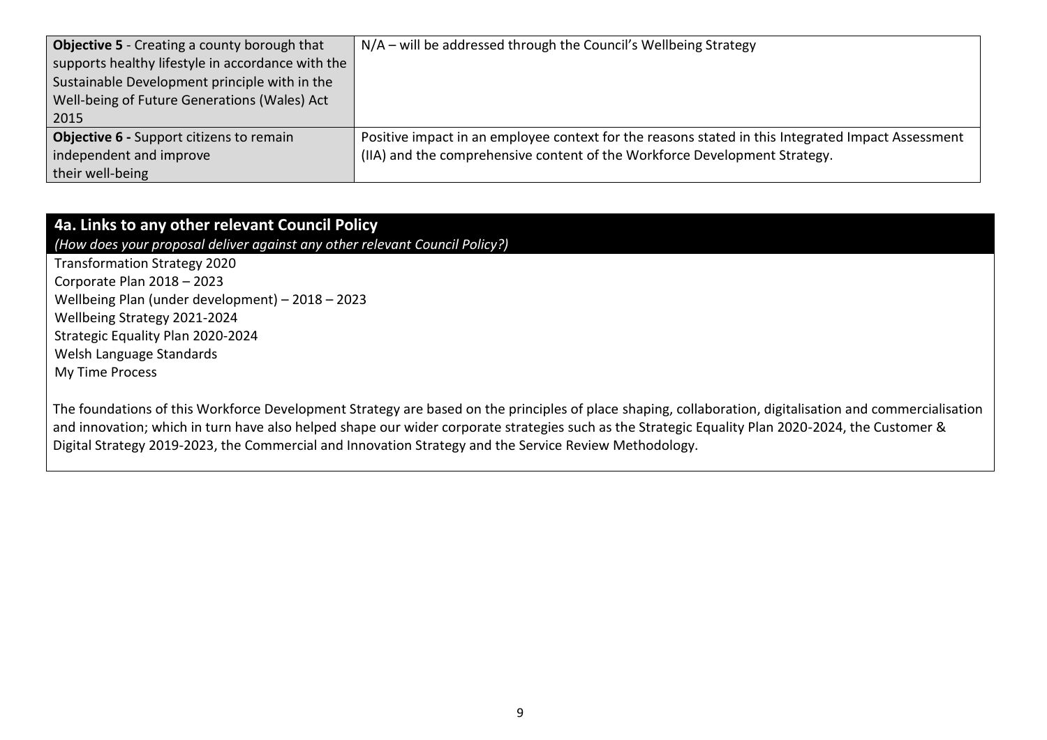| | |
|---|---|
| **Objective 5** - Creating a county borough that supports healthy lifestyle in accordance with the Sustainable Development principle with in the Well-being of Future Generations (Wales) Act 2015 | N/A – will be addressed through the Council's Wellbeing Strategy |
| **Objective 6 -** Support citizens to remain independent and improve their well-being | Positive impact in an employee context for the reasons stated in this Integrated Impact Assessment (IIA) and the comprehensive content of the Workforce Development Strategy. |

## 4a. Links to any other relevant Council Policy

*(How does your proposal deliver against any other relevant Council Policy?)*

Transformation Strategy 2020
Corporate Plan 2018 – 2023
Wellbeing Plan (under development) – 2018 – 2023
Wellbeing Strategy 2021-2024
Strategic Equality Plan 2020-2024
Welsh Language Standards
My Time Process

The foundations of this Workforce Development Strategy are based on the principles of place shaping, collaboration, digitalisation and commercialisation and innovation; which in turn have also helped shape our wider corporate strategies such as the Strategic Equality Plan 2020-2024, the Customer & Digital Strategy 2019-2023, the Commercial and Innovation Strategy and the Service Review Methodology.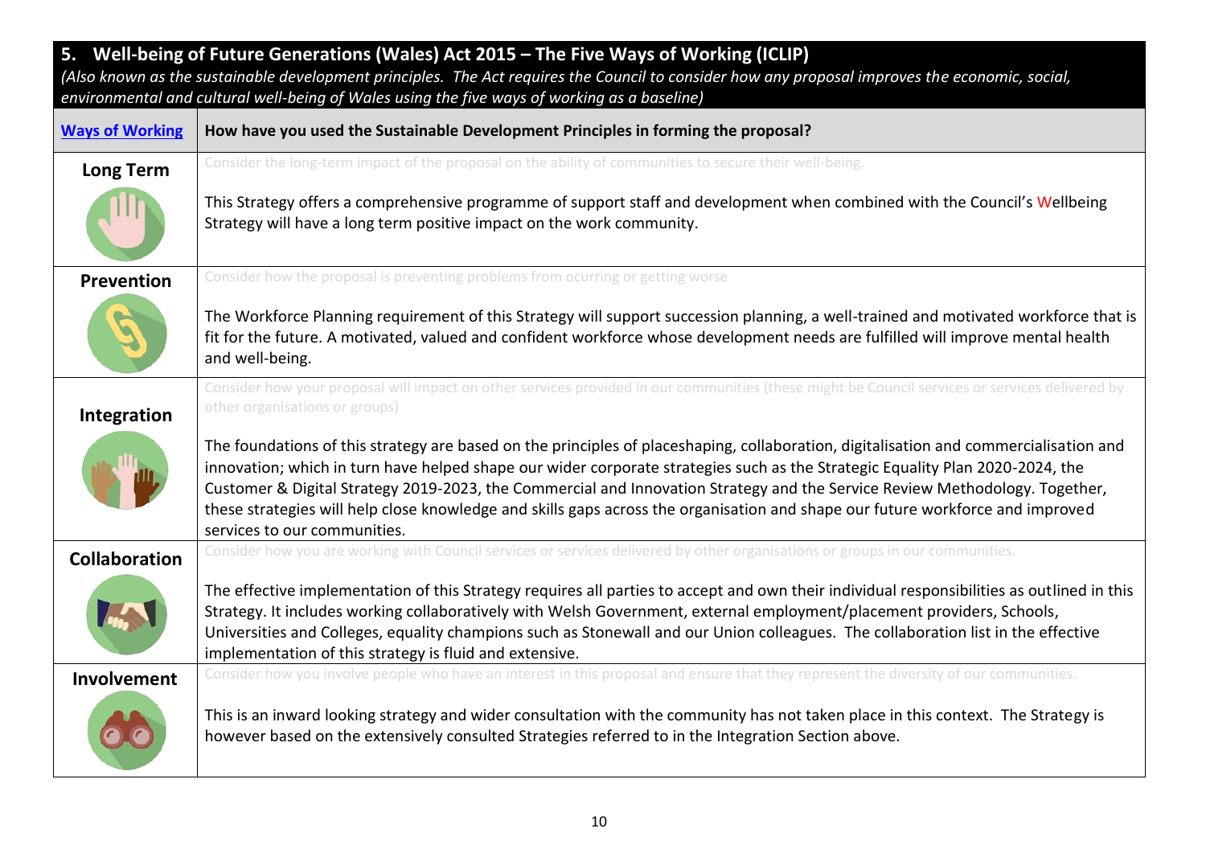## 5. Well-being of Future Generations (Wales) Act 2015 – The Five Ways of Working (ICLIP)

*(Also known as the sustainable development principles. The Act requires the Council to consider how any proposal improves the economic, social, environmental and cultural well-being of Wales using the five ways of working as a baseline)*

| Ways of Working | How have you used the Sustainable Development Principles in forming the proposal? |
|---|---|
| **Long Term** | Consider the long-term impact of the proposal on the ability of communities to secure their well-being.<br><br>This Strategy offers a comprehensive programme of support staff and development when combined with the Council's Wellbeing Strategy will have a long term positive impact on the work community. |
| **Prevention** | Consider how the proposal is preventing problems from ocurring or getting worse<br><br>The Workforce Planning requirement of this Strategy will support succession planning, a well-trained and motivated workforce that is fit for the future. A motivated, valued and confident workforce whose development needs are fulfilled will improve mental health and well-being. |
| **Integration** | Consider how your proposal will impact on other services provided in our communities (these might be Council services or services delivered by other organisations or groups)<br><br>The foundations of this strategy are based on the principles of placeshaping, collaboration, digitalisation and commercialisation and innovation; which in turn have helped shape our wider corporate strategies such as the Strategic Equality Plan 2020-2024, the Customer & Digital Strategy 2019-2023, the Commercial and Innovation Strategy and the Service Review Methodology. Together, these strategies will help close knowledge and skills gaps across the organisation and shape our future workforce and improved services to our communities. |
| **Collaboration** | Consider how you are working with Council services or services delivered by other organisations or groups in our communities.<br><br>The effective implementation of this Strategy requires all parties to accept and own their individual responsibilities as outlined in this Strategy. It includes working collaboratively with Welsh Government, external employment/placement providers, Schools, Universities and Colleges, equality champions such as Stonewall and our Union colleagues. The collaboration list in the effective implementation of this strategy is fluid and extensive. |
| **Involvement** | Consider how you involve people who have an interest in this proposal and ensure that they represent the diversity of our communities.<br><br>This is an inward looking strategy and wider consultation with the community has not taken place in this context. The Strategy is however based on the extensively consulted Strategies referred to in the Integration Section above. |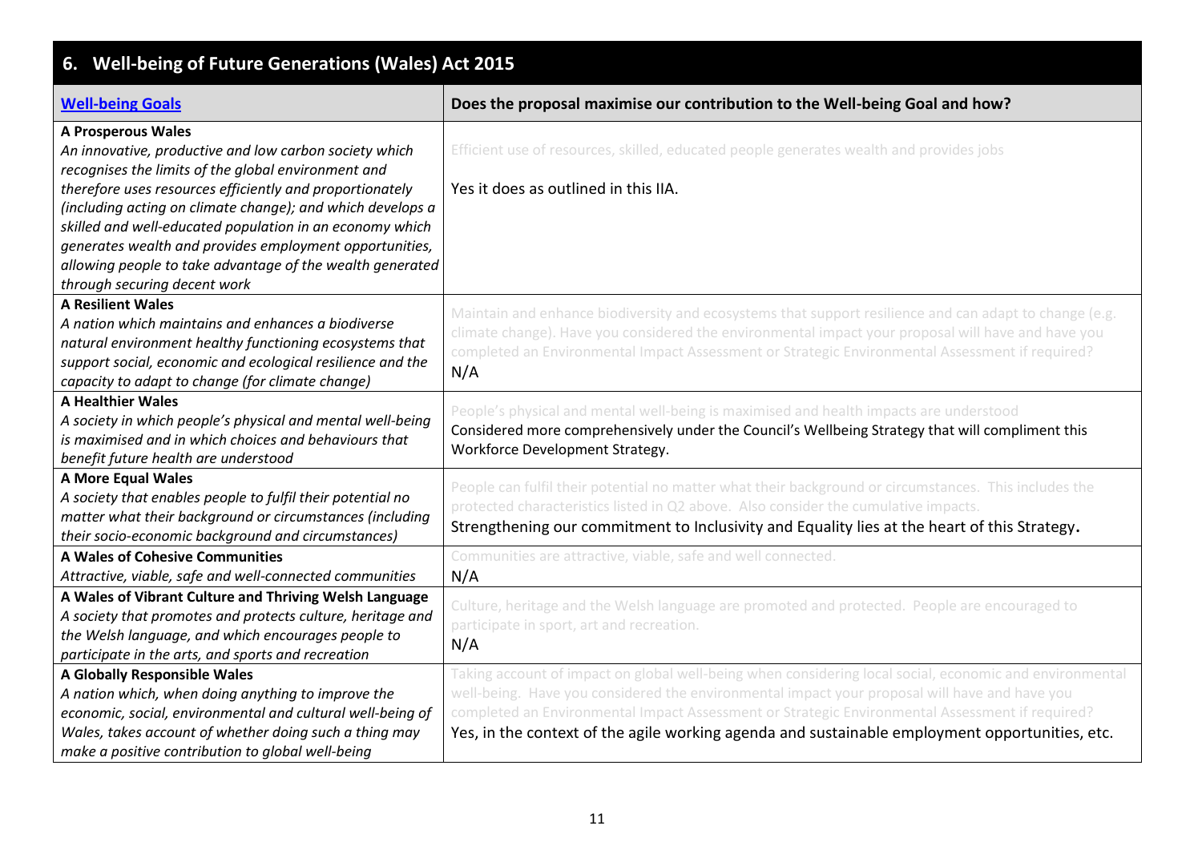## 6. Well-being of Future Generations (Wales) Act 2015

| [Well-being Goals]() | Does the proposal maximise our contribution to the Well-being Goal and how? |
|---|---|
| **A Prosperous Wales**<br>*An innovative, productive and low carbon society which recognises the limits of the global environment and therefore uses resources efficiently and proportionately (including acting on climate change); and which develops a skilled and well-educated population in an economy which generates wealth and provides employment opportunities, allowing people to take advantage of the wealth generated through securing decent work* | Efficient use of resources, skilled, educated people generates wealth and provides jobs<br><br>Yes it does as outlined in this IIA. |
| **A Resilient Wales**<br>*A nation which maintains and enhances a biodiverse natural environment healthy functioning ecosystems that support social, economic and ecological resilience and the capacity to adapt to change (for climate change)* | Maintain and enhance biodiversity and ecosystems that support resilience and can adapt to change (e.g. climate change). Have you considered the environmental impact your proposal will have and have you completed an Environmental Impact Assessment or Strategic Environmental Assessment if required?<br>N/A |
| **A Healthier Wales**<br>*A society in which people's physical and mental well-being is maximised and in which choices and behaviours that benefit future health are understood* | People's physical and mental well-being is maximised and health impacts are understood<br>Considered more comprehensively under the Council's Wellbeing Strategy that will compliment this Workforce Development Strategy. |
| **A More Equal Wales**<br>*A society that enables people to fulfil their potential no matter what their background or circumstances (including their socio-economic background and circumstances)* | People can fulfil their potential no matter what their background or circumstances. This includes the protected characteristics listed in Q2 above. Also consider the cumulative impacts.<br>Strengthening our commitment to Inclusivity and Equality lies at the heart of this Strategy**.** |
| **A Wales of Cohesive Communities**<br>*Attractive, viable, safe and well-connected communities* | Communities are attractive, viable, safe and well connected.<br>N/A |
| **A Wales of Vibrant Culture and Thriving Welsh Language**<br>*A society that promotes and protects culture, heritage and the Welsh language, and which encourages people to participate in the arts, and sports and recreation* | Culture, heritage and the Welsh language are promoted and protected. People are encouraged to participate in sport, art and recreation.<br>N/A |
| **A Globally Responsible Wales**<br>*A nation which, when doing anything to improve the economic, social, environmental and cultural well-being of Wales, takes account of whether doing such a thing may make a positive contribution to global well-being* | Taking account of impact on global well-being when considering local social, economic and environmental well-being. Have you considered the environmental impact your proposal will have and have you completed an Environmental Impact Assessment or Strategic Environmental Assessment if required?<br>Yes, in the context of the agile working agenda and sustainable employment opportunities, etc. |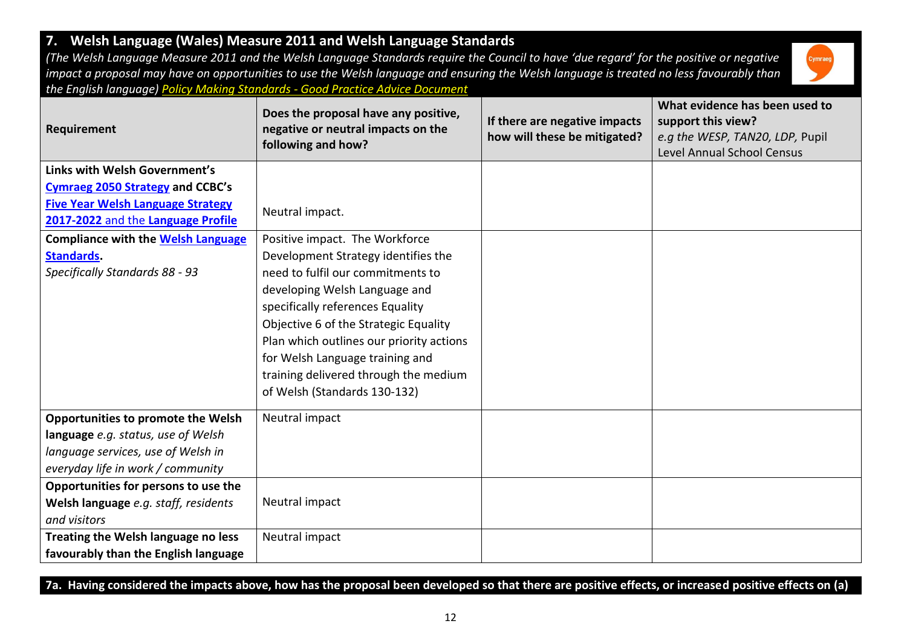## 7. Welsh Language (Wales) Measure 2011 and Welsh Language Standards

*(The Welsh Language Measure 2011 and the Welsh Language Standards require the Council to have 'due regard' for the positive or negative impact a proposal may have on opportunities to use the Welsh language and ensuring the Welsh language is treated no less favourably than the English language) Policy Making Standards - Good Practice Advice Document*

| Requirement | Does the proposal have any positive, negative or neutral impacts on the following and how? | If there are negative impacts how will these be mitigated? | What evidence has been used to support this view? *e.g the WESP, TAN20, LDP,* Pupil Level Annual School Census |
|---|---|---|---|
| **Links with Welsh Government's Cymraeg 2050 Strategy and CCBC's Five Year Welsh Language Strategy 2017-2022 and the Language Profile** | Neutral impact. | | |
| **Compliance with the Welsh Language Standards.** *Specifically Standards 88 - 93* | Positive impact. The Workforce Development Strategy identifies the need to fulfil our commitments to developing Welsh Language and specifically references Equality Objective 6 of the Strategic Equality Plan which outlines our priority actions for Welsh Language training and training delivered through the medium of Welsh (Standards 130-132) | | |
| **Opportunities to promote the Welsh language** *e.g. status, use of Welsh language services, use of Welsh in everyday life in work / community* | Neutral impact | | |
| **Opportunities for persons to use the Welsh language** *e.g. staff, residents and visitors* | Neutral impact | | |
| **Treating the Welsh language no less favourably than the English language** | Neutral impact | | |

**7a. Having considered the impacts above, how has the proposal been developed so that there are positive effects, or increased positive effects on (a)**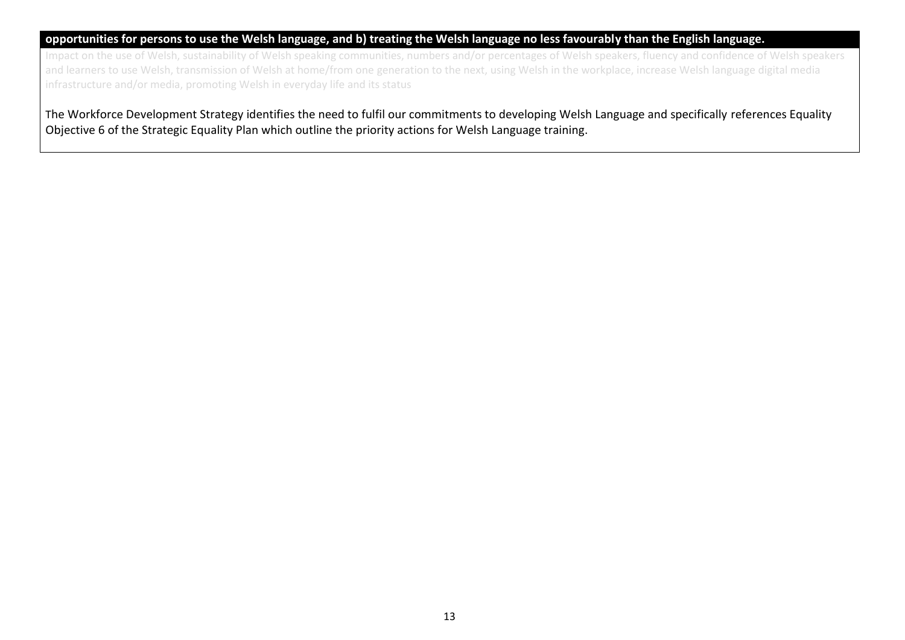**opportunities for persons to use the Welsh language, and b) treating the Welsh language no less favourably than the English language.**

Impact on the use of Welsh, sustainability of Welsh speaking communities, numbers and/or percentages of Welsh speakers, fluency and confidence of Welsh speakers and learners to use Welsh, transmission of Welsh at home/from one generation to the next, using Welsh in the workplace, increase Welsh language digital media infrastructure and/or media, promoting Welsh in everyday life and its status

The Workforce Development Strategy identifies the need to fulfil our commitments to developing Welsh Language and specifically references Equality Objective 6 of the Strategic Equality Plan which outline the priority actions for Welsh Language training.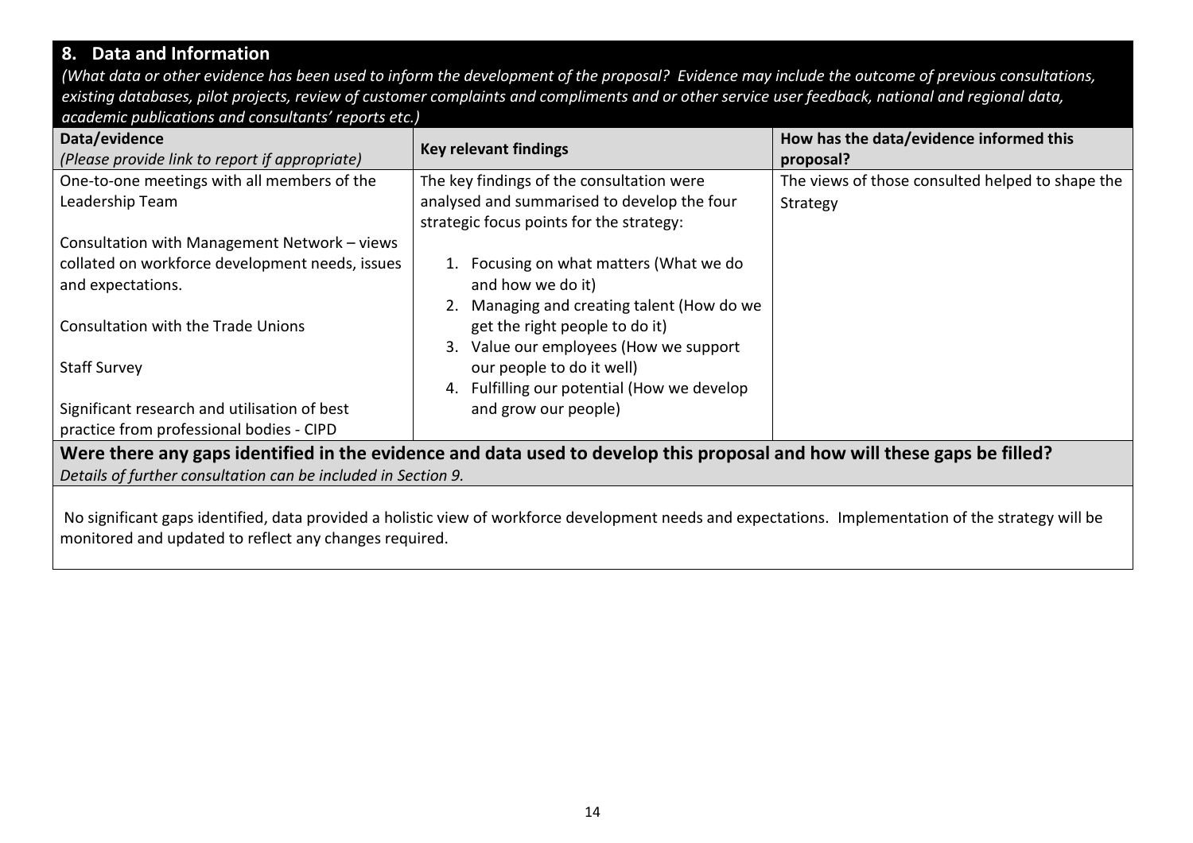## 8. Data and Information

*(What data or other evidence has been used to inform the development of the proposal? Evidence may include the outcome of previous consultations, existing databases, pilot projects, review of customer complaints and compliments and or other service user feedback, national and regional data, academic publications and consultants' reports etc.)*

| Data/evidence *(Please provide link to report if appropriate)* | Key relevant findings | How has the data/evidence informed this proposal? |
|---|---|---|
| One-to-one meetings with all members of the Leadership Team<br><br>Consultation with Management Network – views collated on workforce development needs, issues and expectations.<br><br>Consultation with the Trade Unions<br><br>Staff Survey<br><br>Significant research and utilisation of best practice from professional bodies - CIPD | The key findings of the consultation were analysed and summarised to develop the four strategic focus points for the strategy:<br><br>1. Focusing on what matters (What we do and how we do it)<br>2. Managing and creating talent (How do we get the right people to do it)<br>3. Value our employees (How we support our people to do it well)<br>4. Fulfilling our potential (How we develop and grow our people) | The views of those consulted helped to shape the Strategy |

**Were there any gaps identified in the evidence and data used to develop this proposal and how will these gaps be filled?**

*Details of further consultation can be included in Section 9.*

No significant gaps identified, data provided a holistic view of workforce development needs and expectations. Implementation of the strategy will be monitored and updated to reflect any changes required.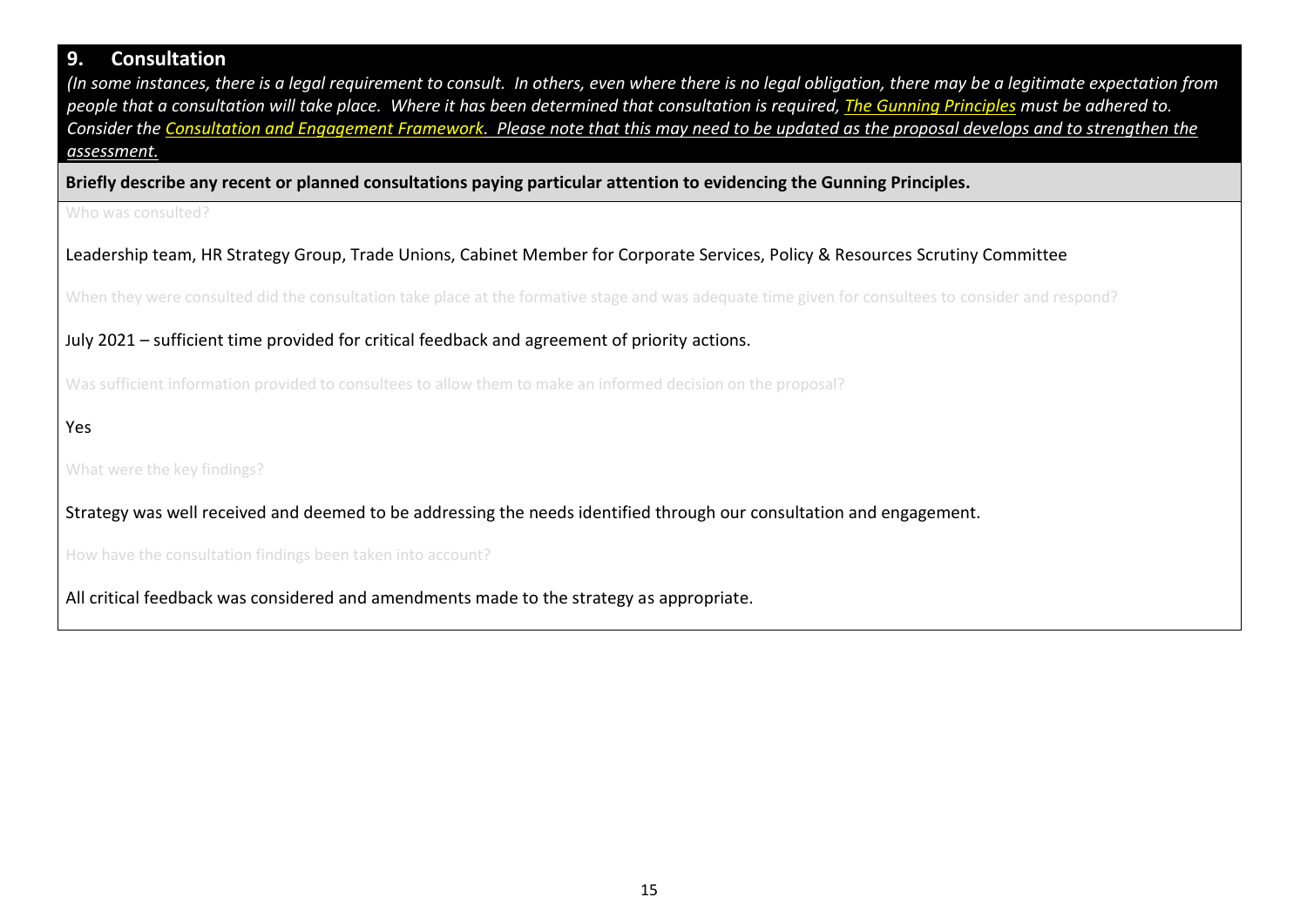## 9. Consultation

*(In some instances, there is a legal requirement to consult. In others, even where there is no legal obligation, there may be a legitimate expectation from people that a consultation will take place. Where it has been determined that consultation is required, The Gunning Principles must be adhered to. Consider the Consultation and Engagement Framework. Please note that this may need to be updated as the proposal develops and to strengthen the assessment.*

**Briefly describe any recent or planned consultations paying particular attention to evidencing the Gunning Principles.**

Who was consulted?

Leadership team, HR Strategy Group, Trade Unions, Cabinet Member for Corporate Services, Policy & Resources Scrutiny Committee

When they were consulted did the consultation take place at the formative stage and was adequate time given for consultees to consider and respond?

July 2021 – sufficient time provided for critical feedback and agreement of priority actions.

Was sufficient information provided to consultees to allow them to make an informed decision on the proposal?

Yes

What were the key findings?

Strategy was well received and deemed to be addressing the needs identified through our consultation and engagement.

How have the consultation findings been taken into account?

All critical feedback was considered and amendments made to the strategy as appropriate.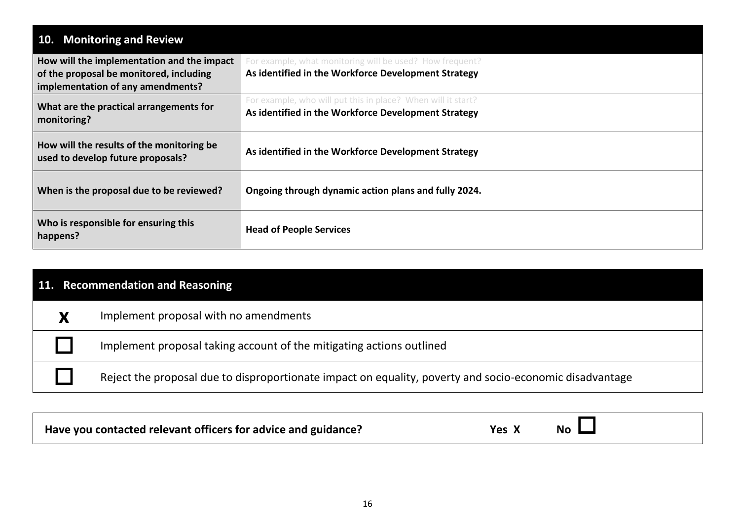## 10. Monitoring and Review

| | |
|---|---|
| **How will the implementation and the impact of the proposal be monitored, including implementation of any amendments?** | For example, what monitoring will be used? How frequent?<br>**As identified in the Workforce Development Strategy** |
| **What are the practical arrangements for monitoring?** | For example, who will put this in place? When will it start?<br>**As identified in the Workforce Development Strategy** |
| **How will the results of the monitoring be used to develop future proposals?** | **As identified in the Workforce Development Strategy** |
| **When is the proposal due to be reviewed?** | **Ongoing through dynamic action plans and fully 2024.** |
| **Who is responsible for ensuring this happens?** | **Head of People Services** |

## 11. Recommendation and Reasoning

| | |
|---|---|
| **X** | Implement proposal with no amendments |
| ☐ | Implement proposal taking account of the mitigating actions outlined |
| ☐ | Reject the proposal due to disproportionate impact on equality, poverty and socio-economic disadvantage |

| | | |
|---|---|---|
| **Have you contacted relevant officers for advice and guidance?** | **Yes X** | **No** ☐ |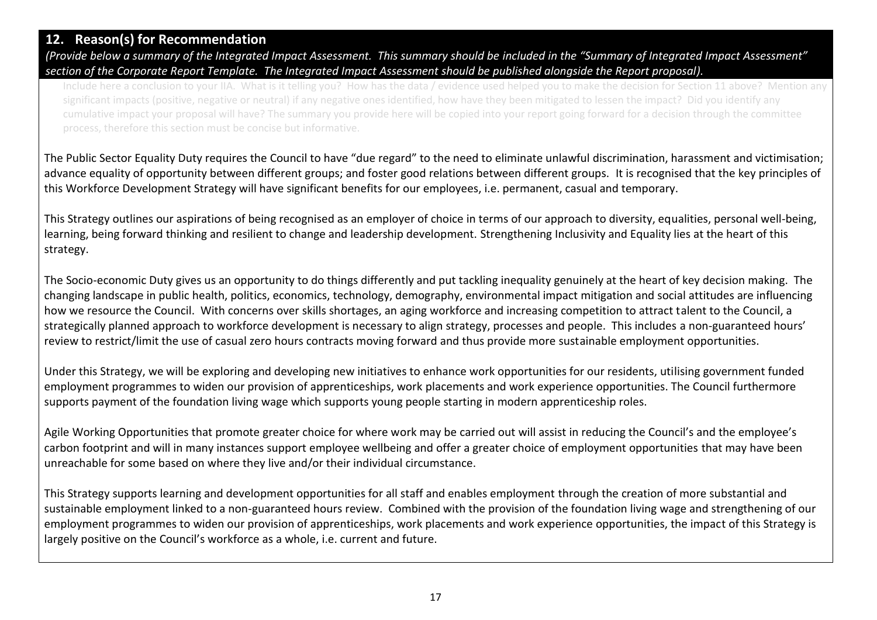## 12. Reason(s) for Recommendation

*(Provide below a summary of the Integrated Impact Assessment. This summary should be included in the "Summary of Integrated Impact Assessment" section of the Corporate Report Template. The Integrated Impact Assessment should be published alongside the Report proposal).*

Include here a conclusion to your IIA. What is it telling you? How has the data / evidence used helped you to make the decision for Section 11 above? Mention any significant impacts (positive, negative or neutral) if any negative ones identified, how have they been mitigated to lessen the impact? Did you identify any cumulative impact your proposal will have? The summary you provide here will be copied into your report going forward for a decision through the committee process, therefore this section must be concise but informative.

The Public Sector Equality Duty requires the Council to have "due regard" to the need to eliminate unlawful discrimination, harassment and victimisation; advance equality of opportunity between different groups; and foster good relations between different groups. It is recognised that the key principles of this Workforce Development Strategy will have significant benefits for our employees, i.e. permanent, casual and temporary.

This Strategy outlines our aspirations of being recognised as an employer of choice in terms of our approach to diversity, equalities, personal well-being, learning, being forward thinking and resilient to change and leadership development. Strengthening Inclusivity and Equality lies at the heart of this strategy.

The Socio-economic Duty gives us an opportunity to do things differently and put tackling inequality genuinely at the heart of key decision making. The changing landscape in public health, politics, economics, technology, demography, environmental impact mitigation and social attitudes are influencing how we resource the Council. With concerns over skills shortages, an aging workforce and increasing competition to attract talent to the Council, a strategically planned approach to workforce development is necessary to align strategy, processes and people. This includes a non-guaranteed hours' review to restrict/limit the use of casual zero hours contracts moving forward and thus provide more sustainable employment opportunities.

Under this Strategy, we will be exploring and developing new initiatives to enhance work opportunities for our residents, utilising government funded employment programmes to widen our provision of apprenticeships, work placements and work experience opportunities. The Council furthermore supports payment of the foundation living wage which supports young people starting in modern apprenticeship roles.

Agile Working Opportunities that promote greater choice for where work may be carried out will assist in reducing the Council's and the employee's carbon footprint and will in many instances support employee wellbeing and offer a greater choice of employment opportunities that may have been unreachable for some based on where they live and/or their individual circumstance.

This Strategy supports learning and development opportunities for all staff and enables employment through the creation of more substantial and sustainable employment linked to a non-guaranteed hours review. Combined with the provision of the foundation living wage and strengthening of our employment programmes to widen our provision of apprenticeships, work placements and work experience opportunities, the impact of this Strategy is largely positive on the Council's workforce as a whole, i.e. current and future.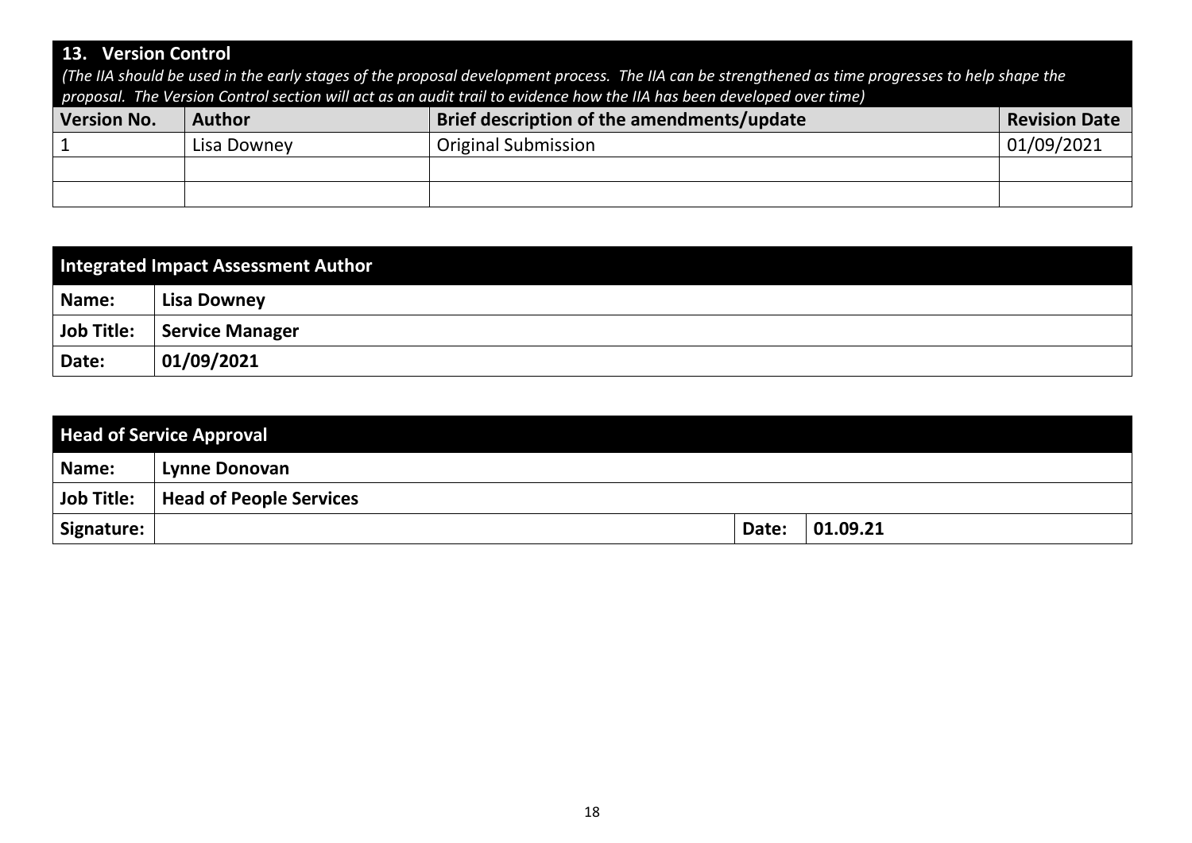## 13. Version Control

*(The IIA should be used in the early stages of the proposal development process. The IIA can be strengthened as time progresses to help shape the proposal. The Version Control section will act as an audit trail to evidence how the IIA has been developed over time)*

| Version No. | Author | Brief description of the amendments/update | Revision Date |
|---|---|---|---|
| 1 | Lisa Downey | Original Submission | 01/09/2021 |
| | | | |
| | | | |

| Integrated Impact Assessment Author | |
|---|---|
| **Name:** | **Lisa Downey** |
| **Job Title:** | **Service Manager** |
| **Date:** | **01/09/2021** |

| Head of Service Approval | | | |
|---|---|---|---|
| **Name:** | **Lynne Donovan** | | |
| **Job Title:** | **Head of People Services** | | |
| **Signature:** | | **Date:** | **01.09.21** |